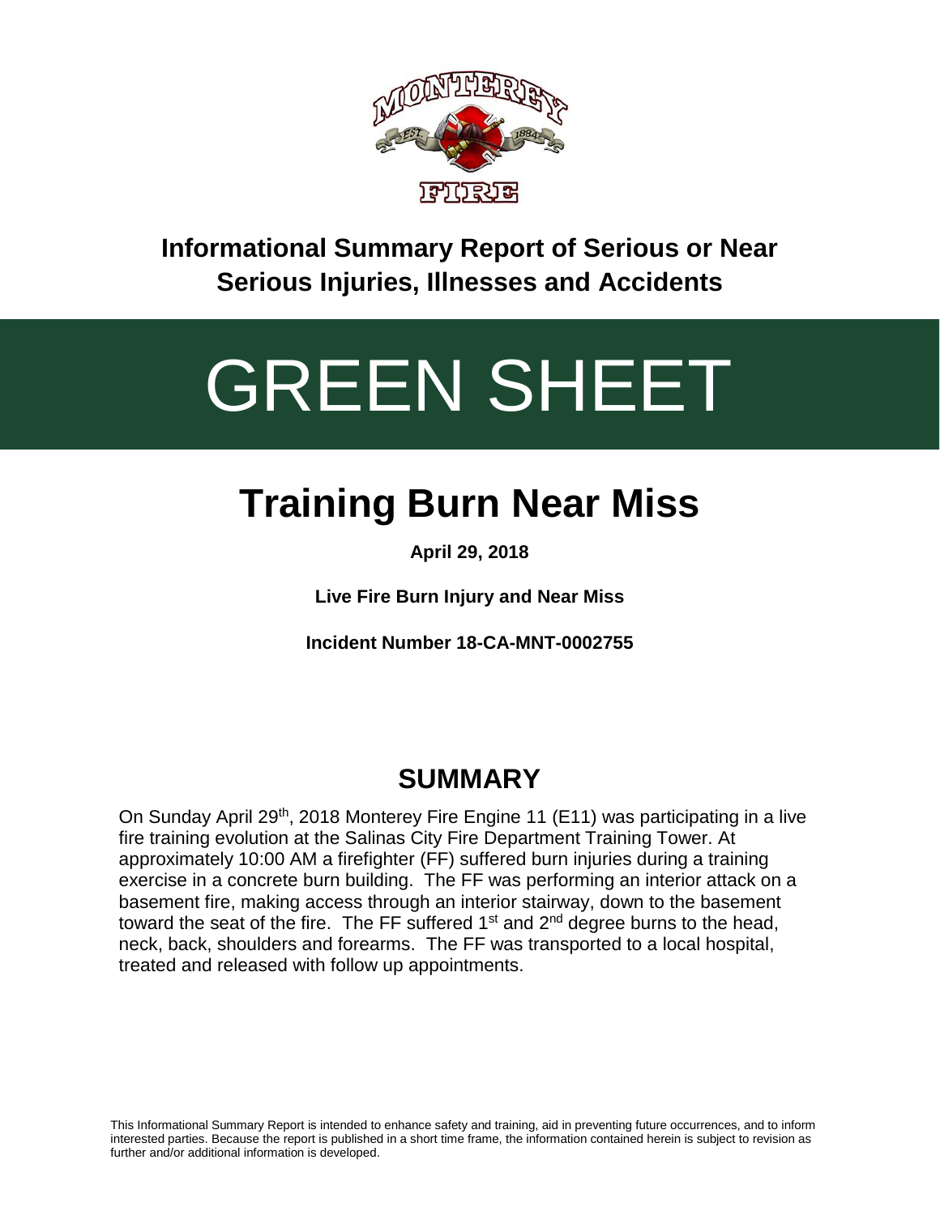**Informational Summary Report of Serious or Near Serious Injuries, Illnesses and Accidents**

# GREEN SHEET

# Training Burn Near Miss

**April 29, 2018**

**Live Fire Burn Injury and Near Miss**

**Incident Number 18-CA-MNT-0002755**

## SUMMARY

On Sunday April 29th, 2018 Monterey Fire Engine 11 (E11) was participating in a live fire training evolution at the Salinas City Fire Department Training Tower. At approximately 10:00 AM a firefighter (FF) suffered burn injuries during a training exercise in a concrete burn building. The FF was performing an interior attack on a basement fire, making access through an interior stairway, down to the basement toward the seat of the fire. The FF suffered 1st and 2nd degree burns to the head, neck, back, shoulders and forearms. The FF was transported to a local hospital, treated and released with follow up appointments.

This Informational Summary Report is intended to enhance safety and training, aid in preventing future occurrences, and to inform interested parties. Because the report is published in a short time frame, the information contained herein is subject to revision as further and/or additional information is developed.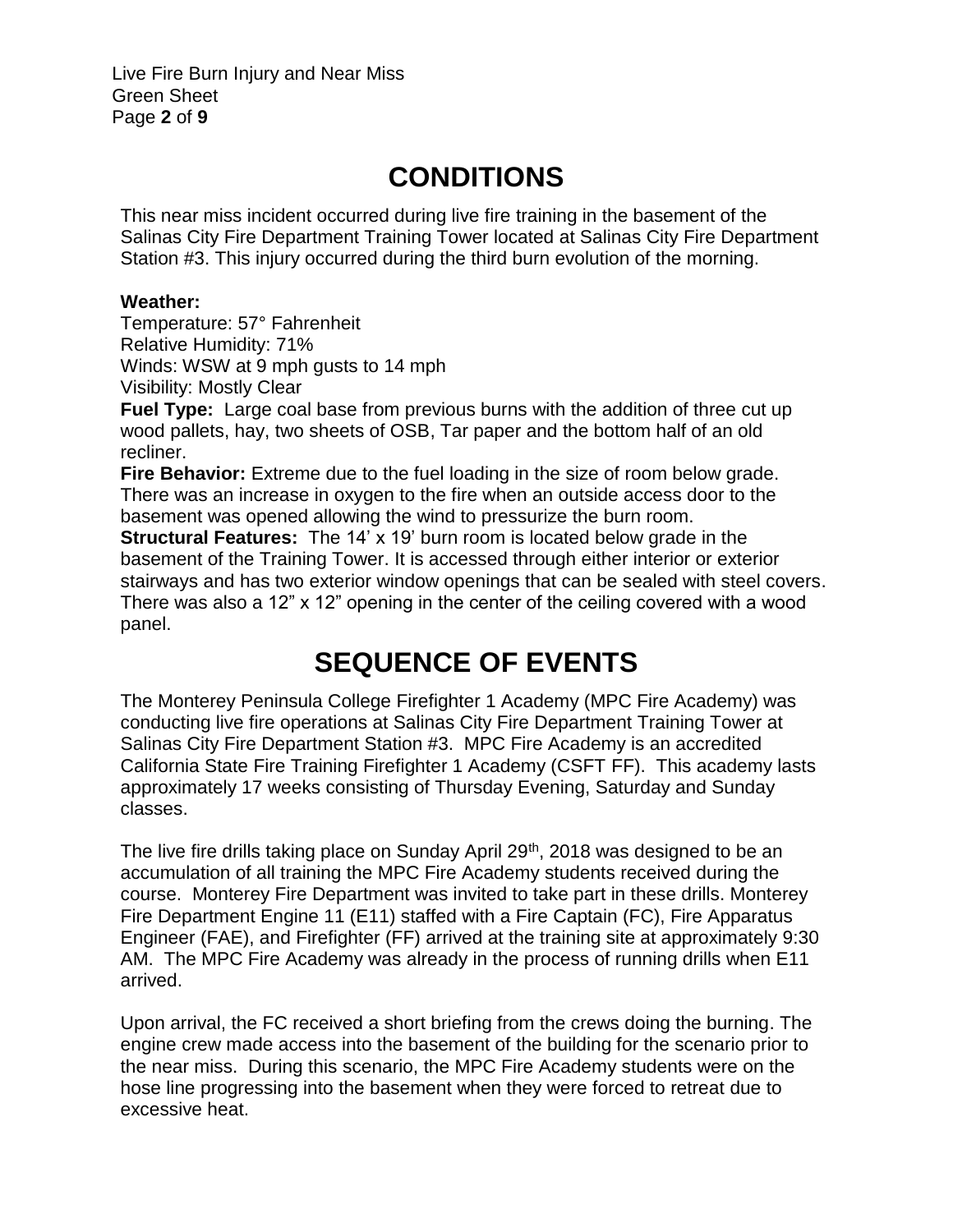# CONDITIONS

This near miss incident occurred during live fire training in the basement of the Salinas City Fire Department Training Tower located at Salinas City Fire Department Station #3. This injury occurred during the third burn evolution of the morning.

**Weather:**
Temperature: 57° Fahrenheit
Relative Humidity: 71%
Winds: WSW at 9 mph gusts to 14 mph
Visibility: Mostly Clear

**Fuel Type:** Large coal base from previous burns with the addition of three cut up wood pallets, hay, two sheets of OSB, Tar paper and the bottom half of an old recliner.

**Fire Behavior:** Extreme due to the fuel loading in the size of room below grade. There was an increase in oxygen to the fire when an outside access door to the basement was opened allowing the wind to pressurize the burn room.

**Structural Features:** The 14' x 19' burn room is located below grade in the basement of the Training Tower. It is accessed through either interior or exterior stairways and has two exterior window openings that can be sealed with steel covers. There was also a 12" x 12" opening in the center of the ceiling covered with a wood panel.

# SEQUENCE OF EVENTS

The Monterey Peninsula College Firefighter 1 Academy (MPC Fire Academy) was conducting live fire operations at Salinas City Fire Department Training Tower at Salinas City Fire Department Station #3. MPC Fire Academy is an accredited California State Fire Training Firefighter 1 Academy (CSFT FF). This academy lasts approximately 17 weeks consisting of Thursday Evening, Saturday and Sunday classes.

The live fire drills taking place on Sunday April 29th, 2018 was designed to be an accumulation of all training the MPC Fire Academy students received during the course. Monterey Fire Department was invited to take part in these drills. Monterey Fire Department Engine 11 (E11) staffed with a Fire Captain (FC), Fire Apparatus Engineer (FAE), and Firefighter (FF) arrived at the training site at approximately 9:30 AM. The MPC Fire Academy was already in the process of running drills when E11 arrived.

Upon arrival, the FC received a short briefing from the crews doing the burning. The engine crew made access into the basement of the building for the scenario prior to the near miss. During this scenario, the MPC Fire Academy students were on the hose line progressing into the basement when they were forced to retreat due to excessive heat.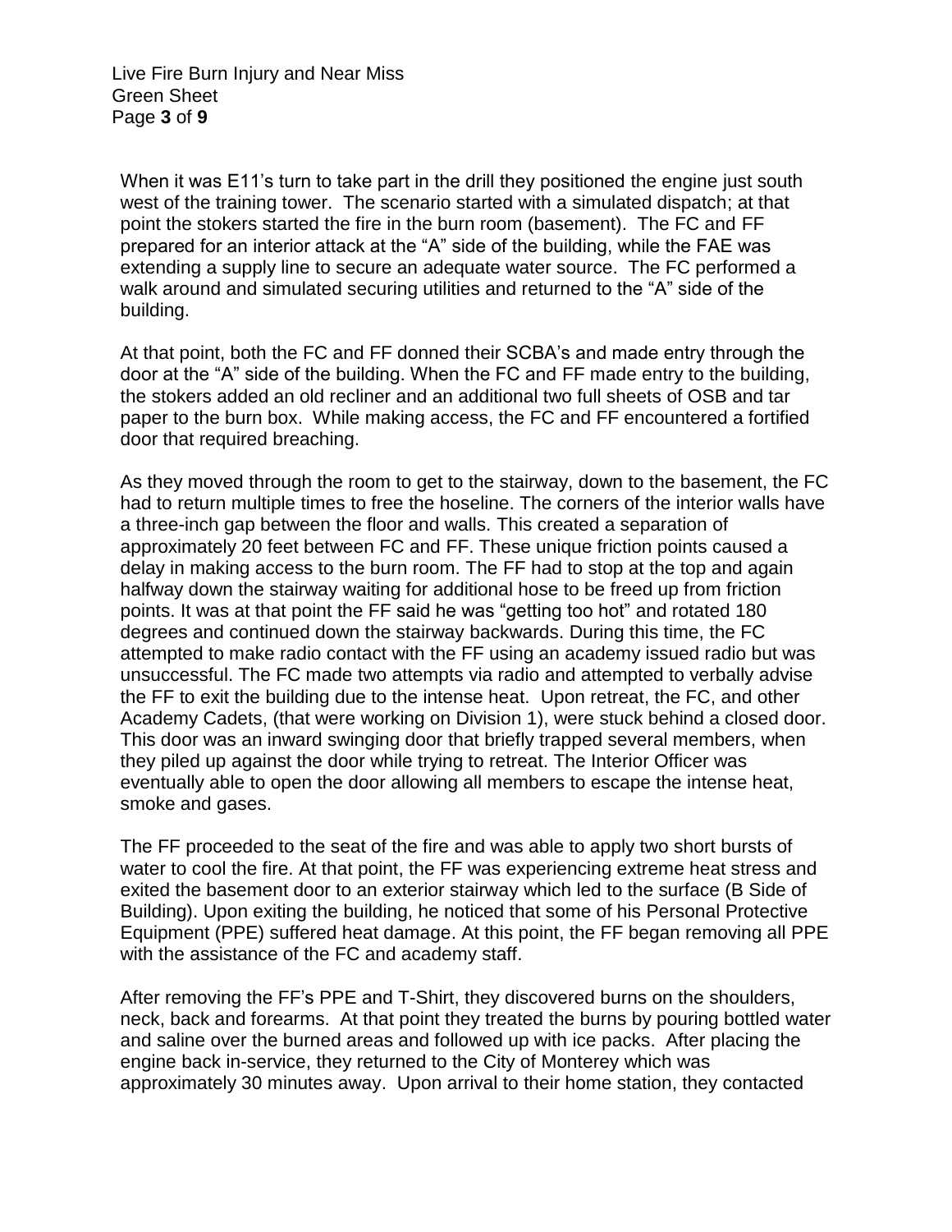When it was E11's turn to take part in the drill they positioned the engine just south west of the training tower. The scenario started with a simulated dispatch; at that point the stokers started the fire in the burn room (basement). The FC and FF prepared for an interior attack at the "A" side of the building, while the FAE was extending a supply line to secure an adequate water source. The FC performed a walk around and simulated securing utilities and returned to the "A" side of the building.

At that point, both the FC and FF donned their SCBA's and made entry through the door at the "A" side of the building. When the FC and FF made entry to the building, the stokers added an old recliner and an additional two full sheets of OSB and tar paper to the burn box. While making access, the FC and FF encountered a fortified door that required breaching.

As they moved through the room to get to the stairway, down to the basement, the FC had to return multiple times to free the hoseline. The corners of the interior walls have a three-inch gap between the floor and walls. This created a separation of approximately 20 feet between FC and FF. These unique friction points caused a delay in making access to the burn room. The FF had to stop at the top and again halfway down the stairway waiting for additional hose to be freed up from friction points. It was at that point the FF said he was "getting too hot" and rotated 180 degrees and continued down the stairway backwards. During this time, the FC attempted to make radio contact with the FF using an academy issued radio but was unsuccessful. The FC made two attempts via radio and attempted to verbally advise the FF to exit the building due to the intense heat. Upon retreat, the FC, and other Academy Cadets, (that were working on Division 1), were stuck behind a closed door. This door was an inward swinging door that briefly trapped several members, when they piled up against the door while trying to retreat. The Interior Officer was eventually able to open the door allowing all members to escape the intense heat, smoke and gases.

The FF proceeded to the seat of the fire and was able to apply two short bursts of water to cool the fire. At that point, the FF was experiencing extreme heat stress and exited the basement door to an exterior stairway which led to the surface (B Side of Building). Upon exiting the building, he noticed that some of his Personal Protective Equipment (PPE) suffered heat damage. At this point, the FF began removing all PPE with the assistance of the FC and academy staff.

After removing the FF's PPE and T-Shirt, they discovered burns on the shoulders, neck, back and forearms. At that point they treated the burns by pouring bottled water and saline over the burned areas and followed up with ice packs. After placing the engine back in-service, they returned to the City of Monterey which was approximately 30 minutes away. Upon arrival to their home station, they contacted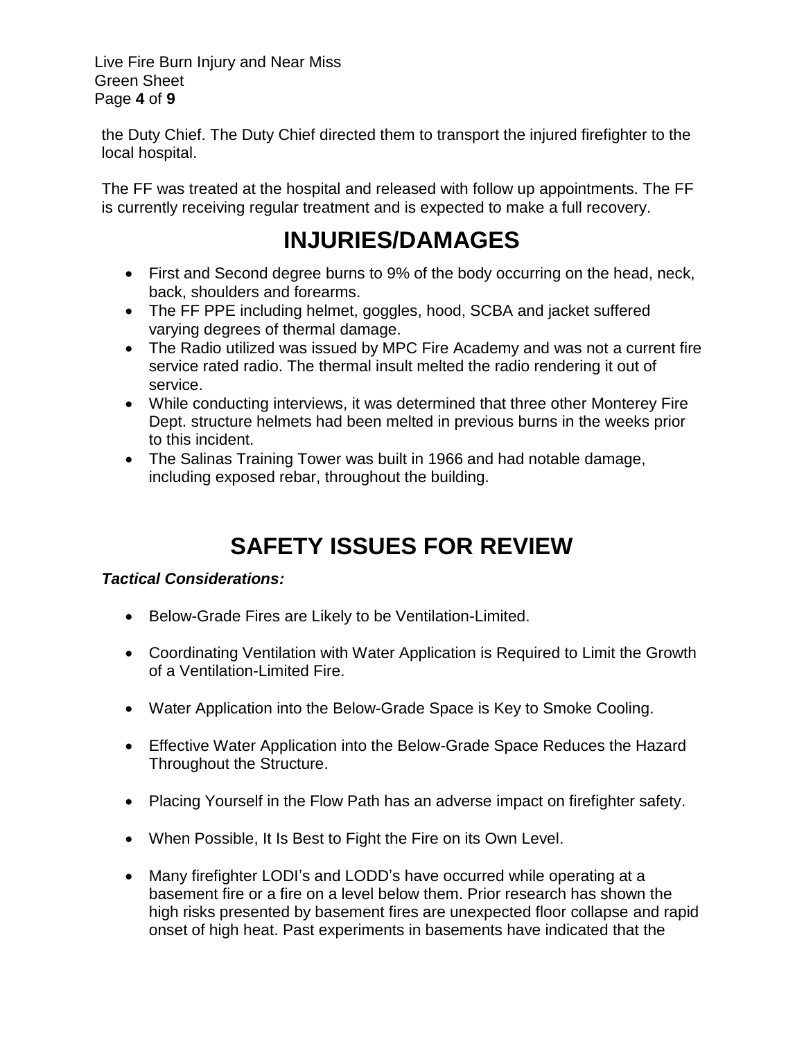the Duty Chief. The Duty Chief directed them to transport the injured firefighter to the local hospital.

The FF was treated at the hospital and released with follow up appointments. The FF is currently receiving regular treatment and is expected to make a full recovery.

# INJURIES/DAMAGES

- First and Second degree burns to 9% of the body occurring on the head, neck, back, shoulders and forearms.
- The FF PPE including helmet, goggles, hood, SCBA and jacket suffered varying degrees of thermal damage.
- The Radio utilized was issued by MPC Fire Academy and was not a current fire service rated radio. The thermal insult melted the radio rendering it out of service.
- While conducting interviews, it was determined that three other Monterey Fire Dept. structure helmets had been melted in previous burns in the weeks prior to this incident.
- The Salinas Training Tower was built in 1966 and had notable damage, including exposed rebar, throughout the building.

# SAFETY ISSUES FOR REVIEW

***Tactical Considerations:***

- Below-Grade Fires are Likely to be Ventilation-Limited.
- Coordinating Ventilation with Water Application is Required to Limit the Growth of a Ventilation-Limited Fire.
- Water Application into the Below-Grade Space is Key to Smoke Cooling.
- Effective Water Application into the Below-Grade Space Reduces the Hazard Throughout the Structure.
- Placing Yourself in the Flow Path has an adverse impact on firefighter safety.
- When Possible, It Is Best to Fight the Fire on its Own Level.
- Many firefighter LODI's and LODD's have occurred while operating at a basement fire or a fire on a level below them. Prior research has shown the high risks presented by basement fires are unexpected floor collapse and rapid onset of high heat. Past experiments in basements have indicated that the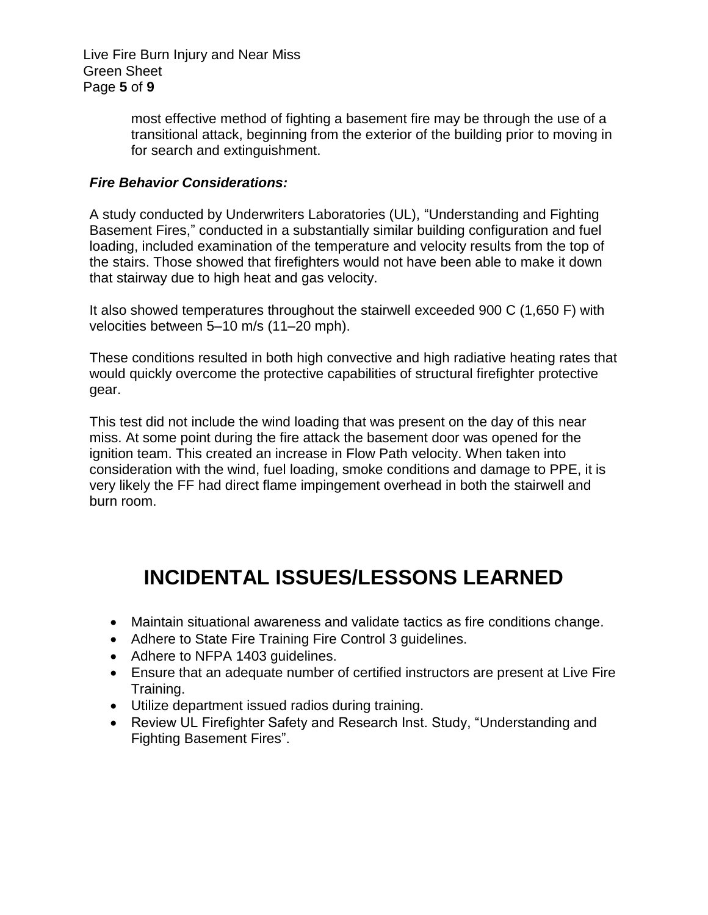most effective method of fighting a basement fire may be through the use of a transitional attack, beginning from the exterior of the building prior to moving in for search and extinguishment.

***Fire Behavior Considerations:***

A study conducted by Underwriters Laboratories (UL), "Understanding and Fighting Basement Fires," conducted in a substantially similar building configuration and fuel loading, included examination of the temperature and velocity results from the top of the stairs. Those showed that firefighters would not have been able to make it down that stairway due to high heat and gas velocity.

It also showed temperatures throughout the stairwell exceeded 900 C (1,650 F) with velocities between 5–10 m/s (11–20 mph).

These conditions resulted in both high convective and high radiative heating rates that would quickly overcome the protective capabilities of structural firefighter protective gear.

This test did not include the wind loading that was present on the day of this near miss. At some point during the fire attack the basement door was opened for the ignition team. This created an increase in Flow Path velocity. When taken into consideration with the wind, fuel loading, smoke conditions and damage to PPE, it is very likely the FF had direct flame impingement overhead in both the stairwell and burn room.

# INCIDENTAL ISSUES/LESSONS LEARNED

- Maintain situational awareness and validate tactics as fire conditions change.
- Adhere to State Fire Training Fire Control 3 guidelines.
- Adhere to NFPA 1403 guidelines.
- Ensure that an adequate number of certified instructors are present at Live Fire Training.
- Utilize department issued radios during training.
- Review UL Firefighter Safety and Research Inst. Study, "Understanding and Fighting Basement Fires".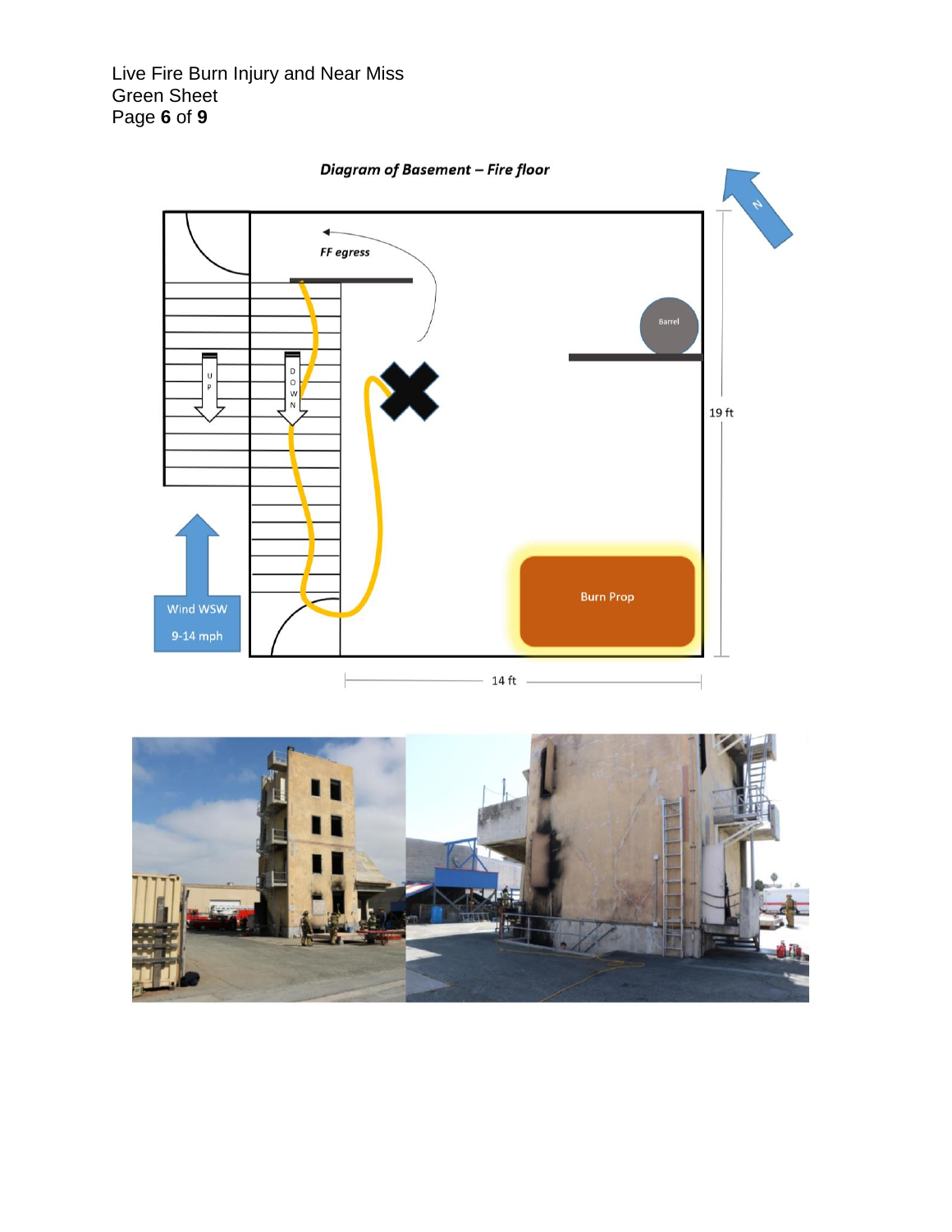***Diagram of Basement – Fire floor***

FF egress

Barrel

UP

DOWN

19 ft

Wind WSW

9-14 mph

Burn Prop

14 ft

N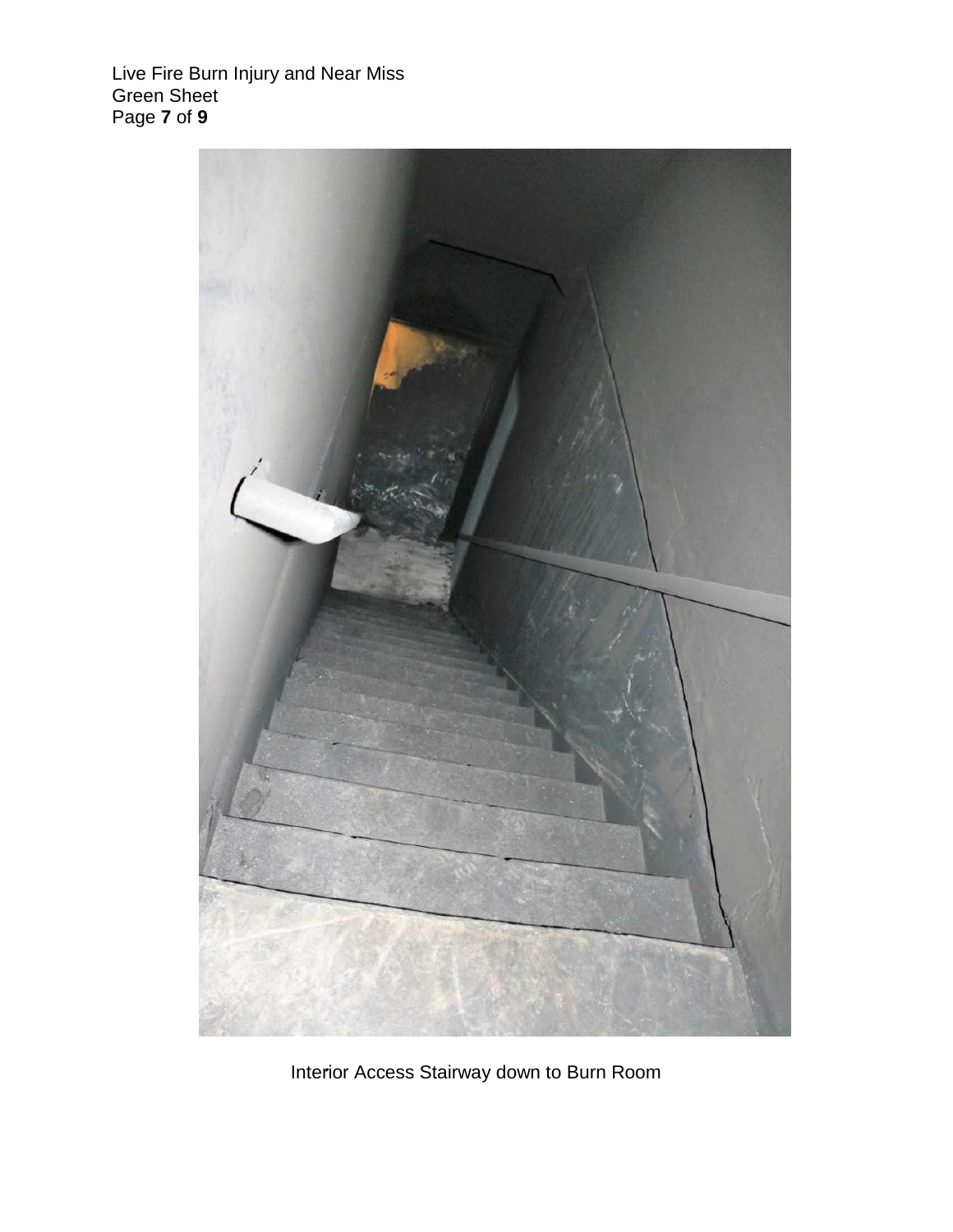Interior Access Stairway down to Burn Room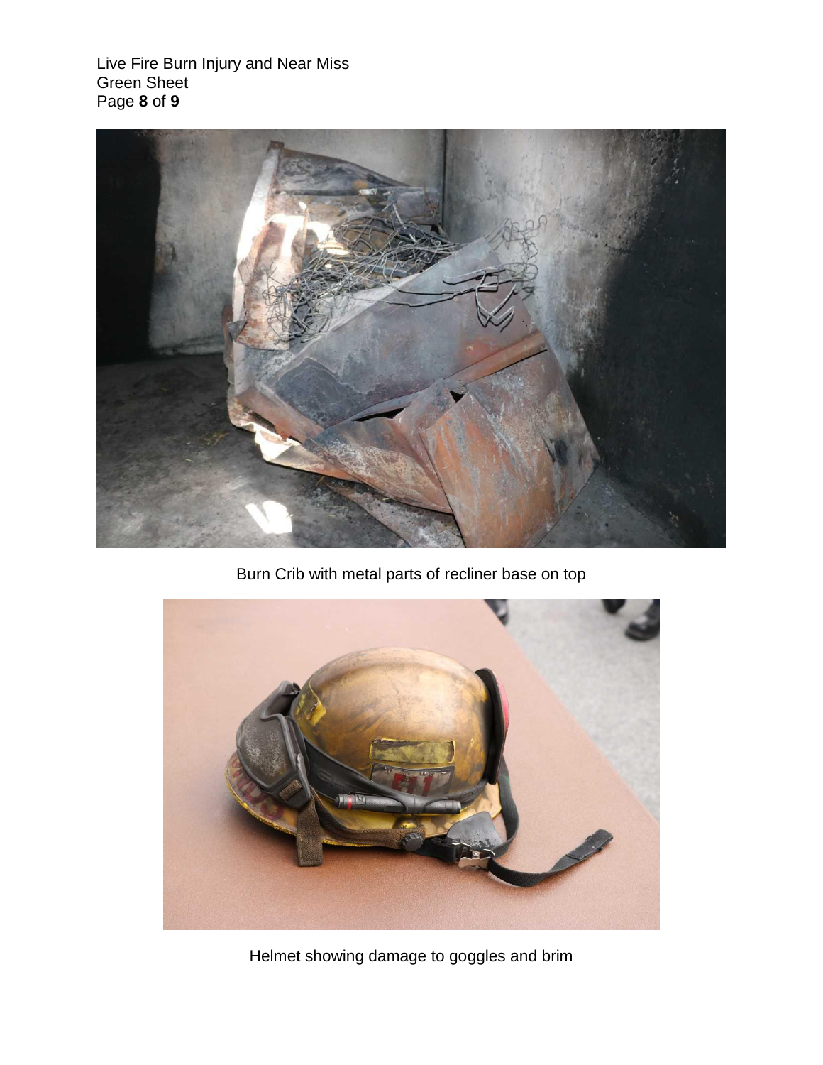Burn Crib with metal parts of recliner base on top

Helmet showing damage to goggles and brim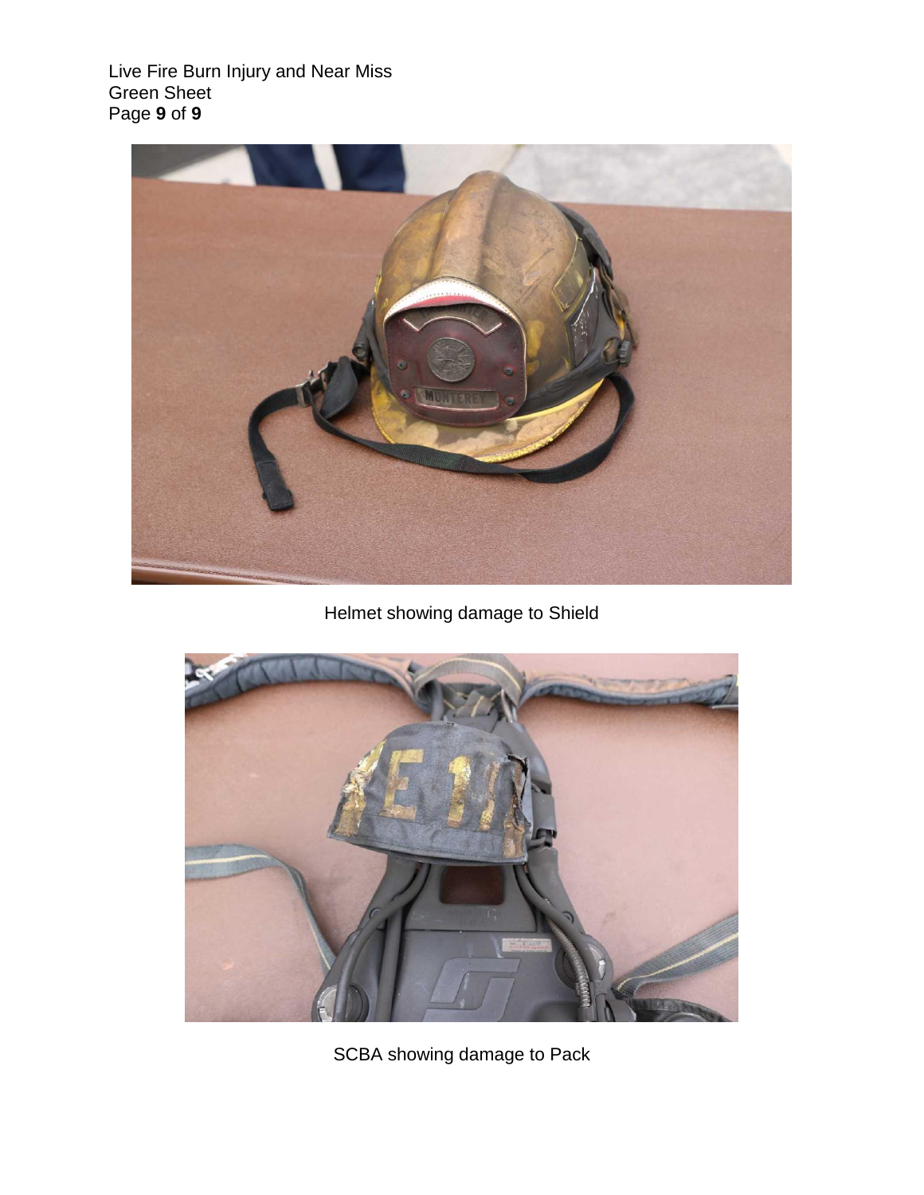Helmet showing damage to Shield

SCBA showing damage to Pack